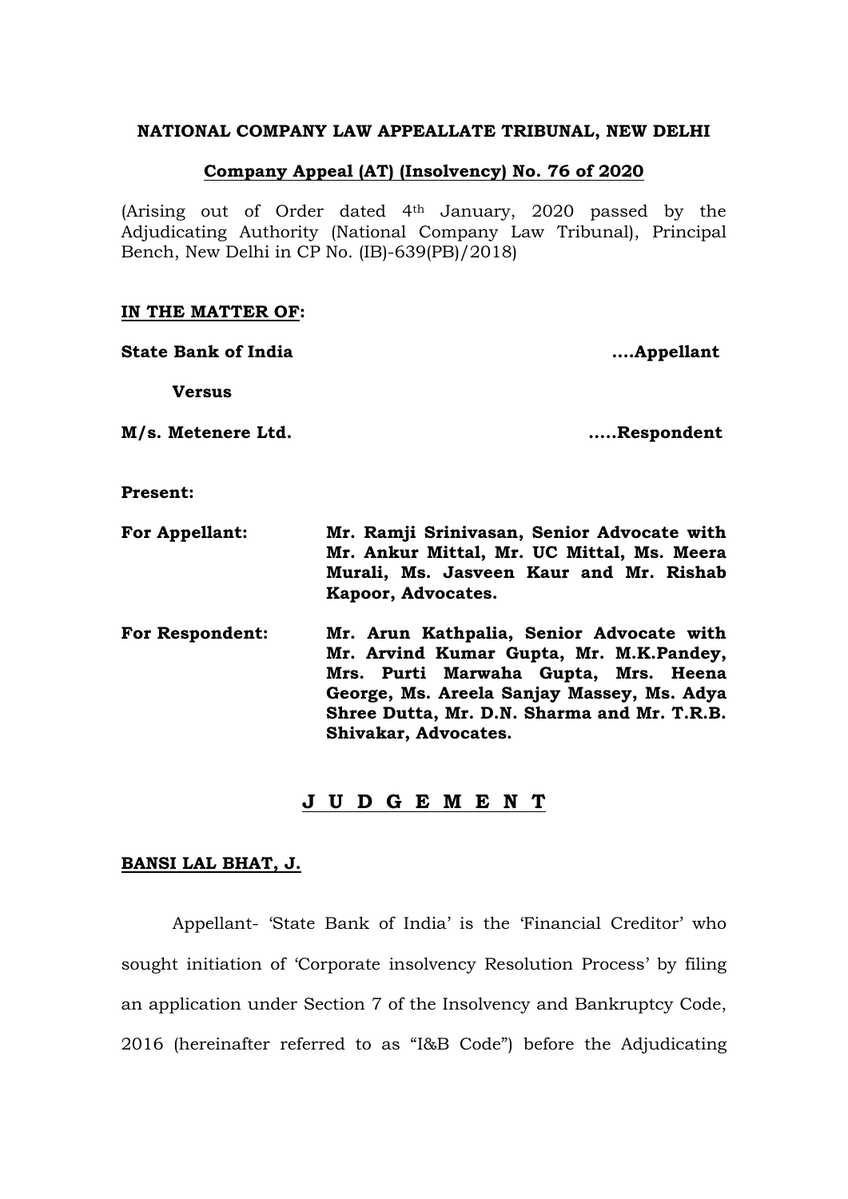**NATIONAL COMPANY LAW APPEALLATE TRIBUNAL, NEW DELHI**

**Company Appeal (AT) (Insolvency) No. 76 of 2020**

(Arising out of Order dated 4th January, 2020 passed by the Adjudicating Authority (National Company Law Tribunal), Principal Bench, New Delhi in CP No. (IB)-639(PB)/2018)

**IN THE MATTER OF:**

**State Bank of India** ....**Appellant**

**Versus**

**M/s. Metenere Ltd.** .....**Respondent**

**Present:**

**For Appellant:** **Mr. Ramji Srinivasan, Senior Advocate with Mr. Ankur Mittal, Mr. UC Mittal, Ms. Meera Murali, Ms. Jasveen Kaur and Mr. Rishab Kapoor, Advocates.**

**For Respondent:** **Mr. Arun Kathpalia, Senior Advocate with Mr. Arvind Kumar Gupta, Mr. M.K.Pandey, Mrs. Purti Marwaha Gupta, Mrs. Heena George, Ms. Areela Sanjay Massey, Ms. Adya Shree Dutta, Mr. D.N. Sharma and Mr. T.R.B. Shivakar, Advocates.**

## J U D G E M E N T

**BANSI LAL BHAT, J.**

Appellant- 'State Bank of India' is the 'Financial Creditor' who sought initiation of 'Corporate insolvency Resolution Process' by filing an application under Section 7 of the Insolvency and Bankruptcy Code, 2016 (hereinafter referred to as "I&B Code") before the Adjudicating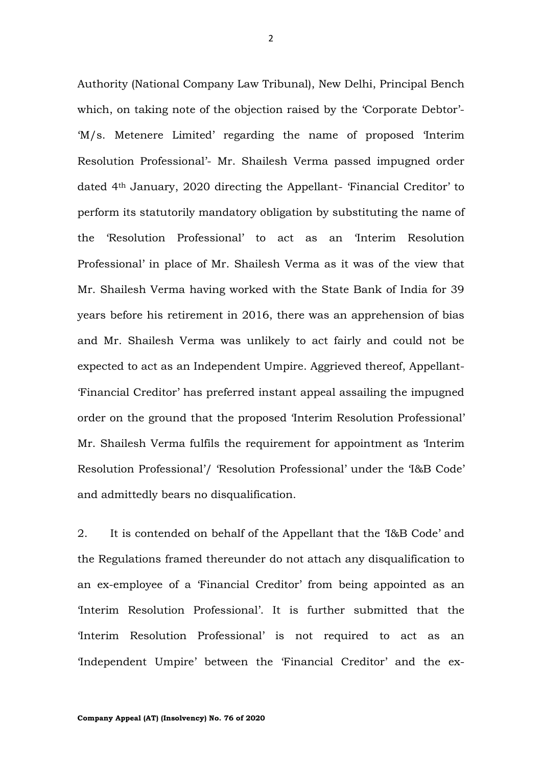Authority (National Company Law Tribunal), New Delhi, Principal Bench which, on taking note of the objection raised by the 'Corporate Debtor'- 'M/s. Metenere Limited' regarding the name of proposed 'Interim Resolution Professional'- Mr. Shailesh Verma passed impugned order dated 4th January, 2020 directing the Appellant- 'Financial Creditor' to perform its statutorily mandatory obligation by substituting the name of the 'Resolution Professional' to act as an 'Interim Resolution Professional' in place of Mr. Shailesh Verma as it was of the view that Mr. Shailesh Verma having worked with the State Bank of India for 39 years before his retirement in 2016, there was an apprehension of bias and Mr. Shailesh Verma was unlikely to act fairly and could not be expected to act as an Independent Umpire. Aggrieved thereof, Appellant- 'Financial Creditor' has preferred instant appeal assailing the impugned order on the ground that the proposed 'Interim Resolution Professional' Mr. Shailesh Verma fulfils the requirement for appointment as 'Interim Resolution Professional'/ 'Resolution Professional' under the 'I&B Code' and admittedly bears no disqualification.

2. It is contended on behalf of the Appellant that the 'I&B Code' and the Regulations framed thereunder do not attach any disqualification to an ex-employee of a 'Financial Creditor' from being appointed as an 'Interim Resolution Professional'. It is further submitted that the 'Interim Resolution Professional' is not required to act as an 'Independent Umpire' between the 'Financial Creditor' and the ex-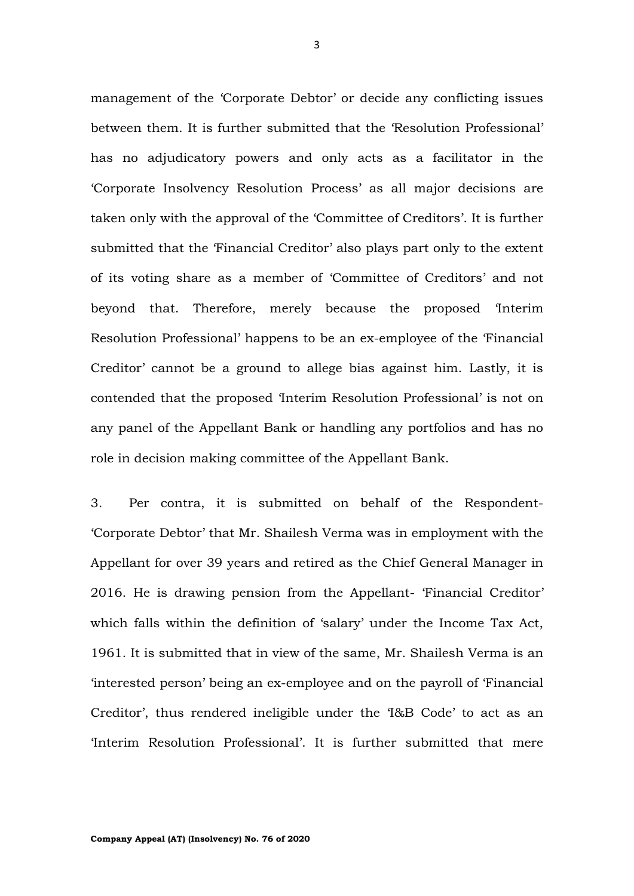management of the 'Corporate Debtor' or decide any conflicting issues between them. It is further submitted that the 'Resolution Professional' has no adjudicatory powers and only acts as a facilitator in the 'Corporate Insolvency Resolution Process' as all major decisions are taken only with the approval of the 'Committee of Creditors'. It is further submitted that the 'Financial Creditor' also plays part only to the extent of its voting share as a member of 'Committee of Creditors' and not beyond that. Therefore, merely because the proposed 'Interim Resolution Professional' happens to be an ex-employee of the 'Financial Creditor' cannot be a ground to allege bias against him. Lastly, it is contended that the proposed 'Interim Resolution Professional' is not on any panel of the Appellant Bank or handling any portfolios and has no role in decision making committee of the Appellant Bank.

3. Per contra, it is submitted on behalf of the Respondent- 'Corporate Debtor' that Mr. Shailesh Verma was in employment with the Appellant for over 39 years and retired as the Chief General Manager in 2016. He is drawing pension from the Appellant- 'Financial Creditor' which falls within the definition of 'salary' under the Income Tax Act, 1961. It is submitted that in view of the same, Mr. Shailesh Verma is an 'interested person' being an ex-employee and on the payroll of 'Financial Creditor', thus rendered ineligible under the 'I&B Code' to act as an 'Interim Resolution Professional'. It is further submitted that mere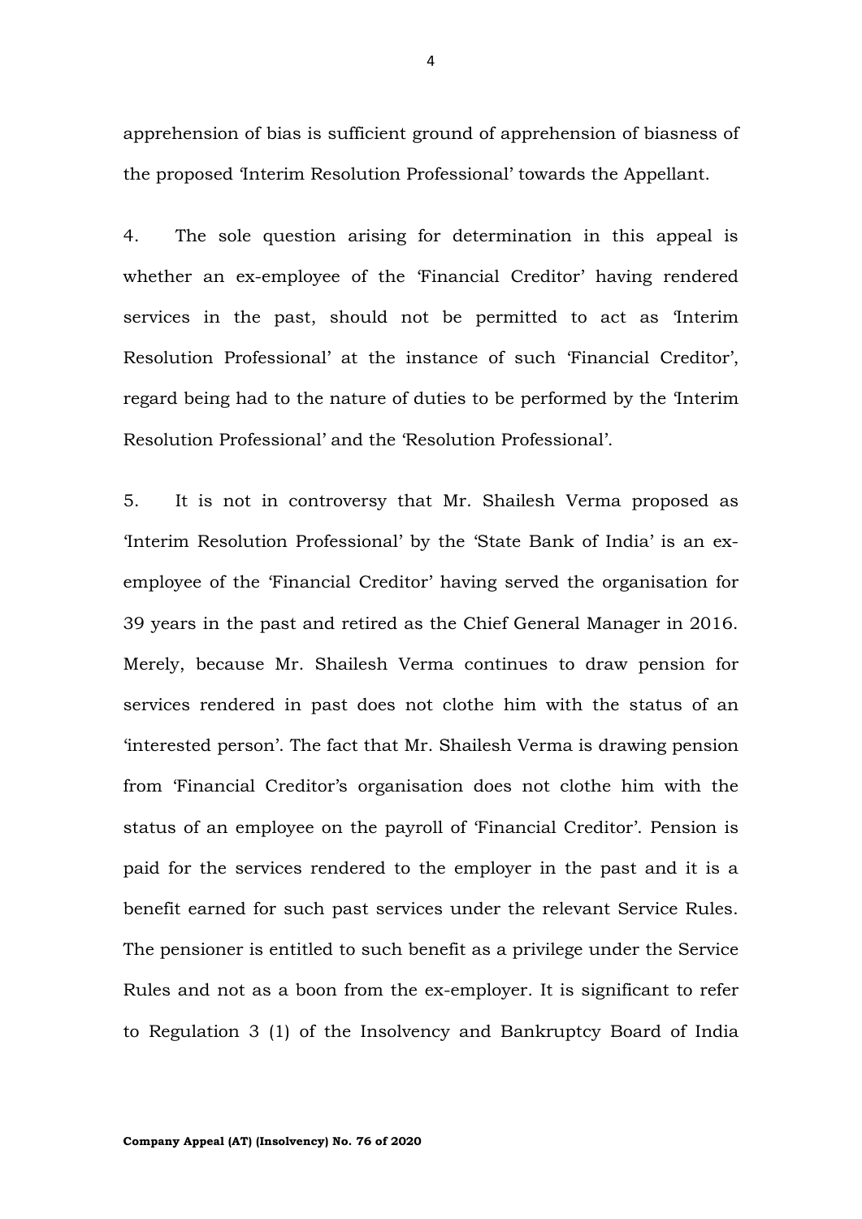apprehension of bias is sufficient ground of apprehension of biasness of the proposed 'Interim Resolution Professional' towards the Appellant.

4. The sole question arising for determination in this appeal is whether an ex-employee of the 'Financial Creditor' having rendered services in the past, should not be permitted to act as 'Interim Resolution Professional' at the instance of such 'Financial Creditor', regard being had to the nature of duties to be performed by the 'Interim Resolution Professional' and the 'Resolution Professional'.

5. It is not in controversy that Mr. Shailesh Verma proposed as 'Interim Resolution Professional' by the 'State Bank of India' is an ex-employee of the 'Financial Creditor' having served the organisation for 39 years in the past and retired as the Chief General Manager in 2016. Merely, because Mr. Shailesh Verma continues to draw pension for services rendered in past does not clothe him with the status of an 'interested person'. The fact that Mr. Shailesh Verma is drawing pension from 'Financial Creditor's organisation does not clothe him with the status of an employee on the payroll of 'Financial Creditor'. Pension is paid for the services rendered to the employer in the past and it is a benefit earned for such past services under the relevant Service Rules. The pensioner is entitled to such benefit as a privilege under the Service Rules and not as a boon from the ex-employer. It is significant to refer to Regulation 3 (1) of the Insolvency and Bankruptcy Board of India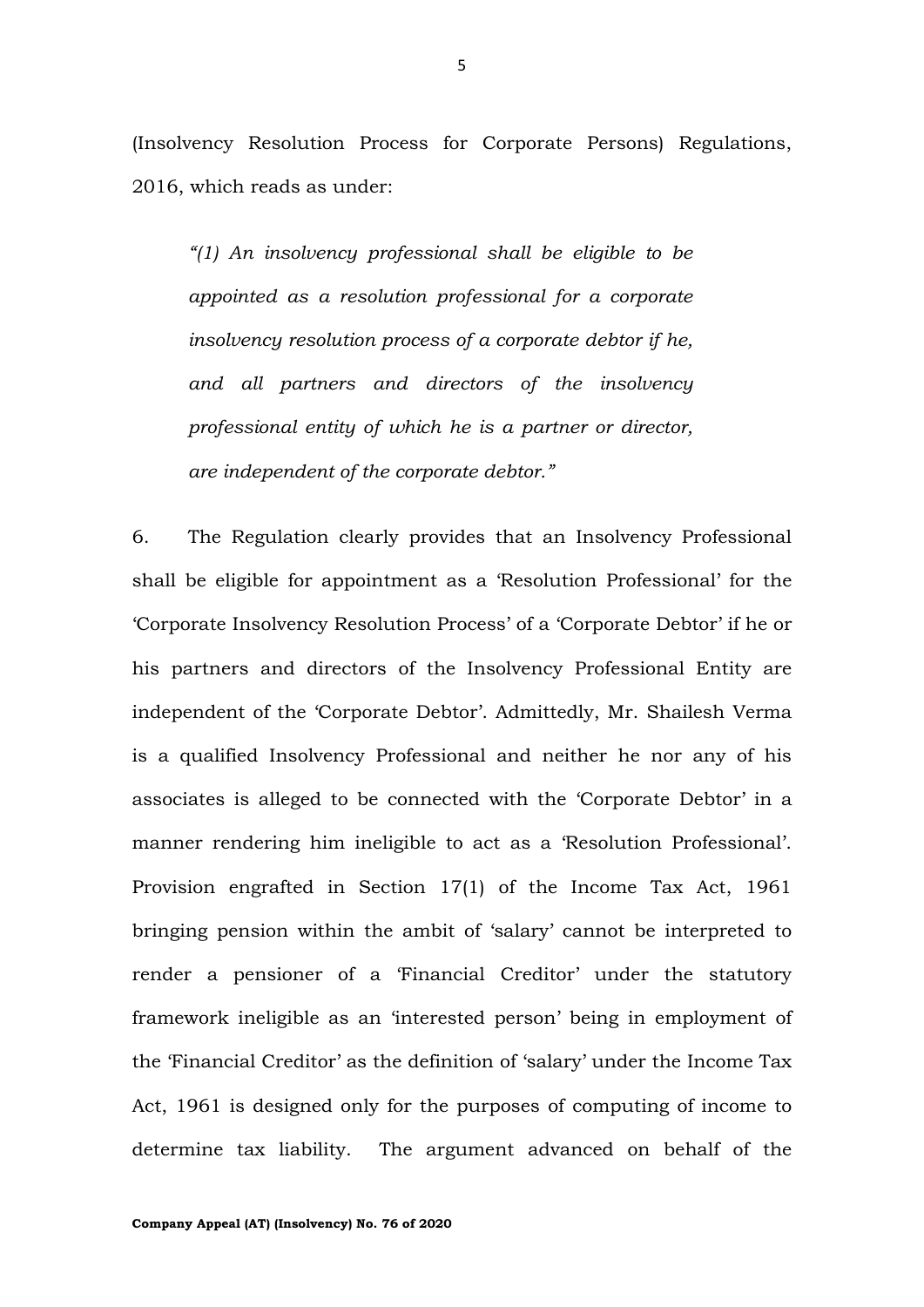(Insolvency Resolution Process for Corporate Persons) Regulations, 2016, which reads as under:

> *"(1) An insolvency professional shall be eligible to be appointed as a resolution professional for a corporate insolvency resolution process of a corporate debtor if he, and all partners and directors of the insolvency professional entity of which he is a partner or director, are independent of the corporate debtor."*

6. The Regulation clearly provides that an Insolvency Professional shall be eligible for appointment as a 'Resolution Professional' for the 'Corporate Insolvency Resolution Process' of a 'Corporate Debtor' if he or his partners and directors of the Insolvency Professional Entity are independent of the 'Corporate Debtor'. Admittedly, Mr. Shailesh Verma is a qualified Insolvency Professional and neither he nor any of his associates is alleged to be connected with the 'Corporate Debtor' in a manner rendering him ineligible to act as a 'Resolution Professional'. Provision engrafted in Section 17(1) of the Income Tax Act, 1961 bringing pension within the ambit of 'salary' cannot be interpreted to render a pensioner of a 'Financial Creditor' under the statutory framework ineligible as an 'interested person' being in employment of the 'Financial Creditor' as the definition of 'salary' under the Income Tax Act, 1961 is designed only for the purposes of computing of income to determine tax liability. The argument advanced on behalf of the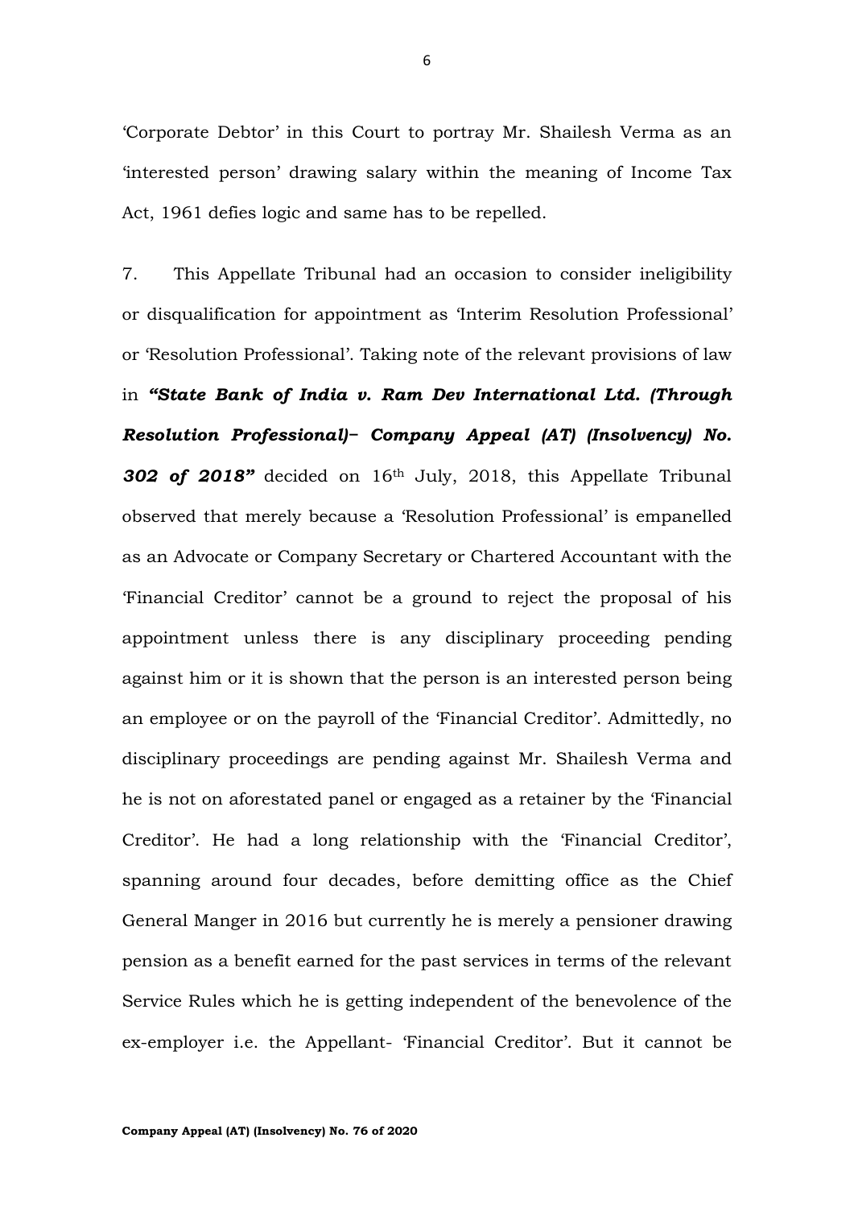'Corporate Debtor' in this Court to portray Mr. Shailesh Verma as an 'interested person' drawing salary within the meaning of Income Tax Act, 1961 defies logic and same has to be repelled.

7. This Appellate Tribunal had an occasion to consider ineligibility or disqualification for appointment as 'Interim Resolution Professional' or 'Resolution Professional'. Taking note of the relevant provisions of law in ***"State Bank of India v. Ram Dev International Ltd. (Through Resolution Professional)– Company Appeal (AT) (Insolvency) No. 302 of 2018"*** decided on 16th July, 2018, this Appellate Tribunal observed that merely because a 'Resolution Professional' is empanelled as an Advocate or Company Secretary or Chartered Accountant with the 'Financial Creditor' cannot be a ground to reject the proposal of his appointment unless there is any disciplinary proceeding pending against him or it is shown that the person is an interested person being an employee or on the payroll of the 'Financial Creditor'. Admittedly, no disciplinary proceedings are pending against Mr. Shailesh Verma and he is not on aforestated panel or engaged as a retainer by the 'Financial Creditor'. He had a long relationship with the 'Financial Creditor', spanning around four decades, before demitting office as the Chief General Manger in 2016 but currently he is merely a pensioner drawing pension as a benefit earned for the past services in terms of the relevant Service Rules which he is getting independent of the benevolence of the ex-employer i.e. the Appellant- 'Financial Creditor'. But it cannot be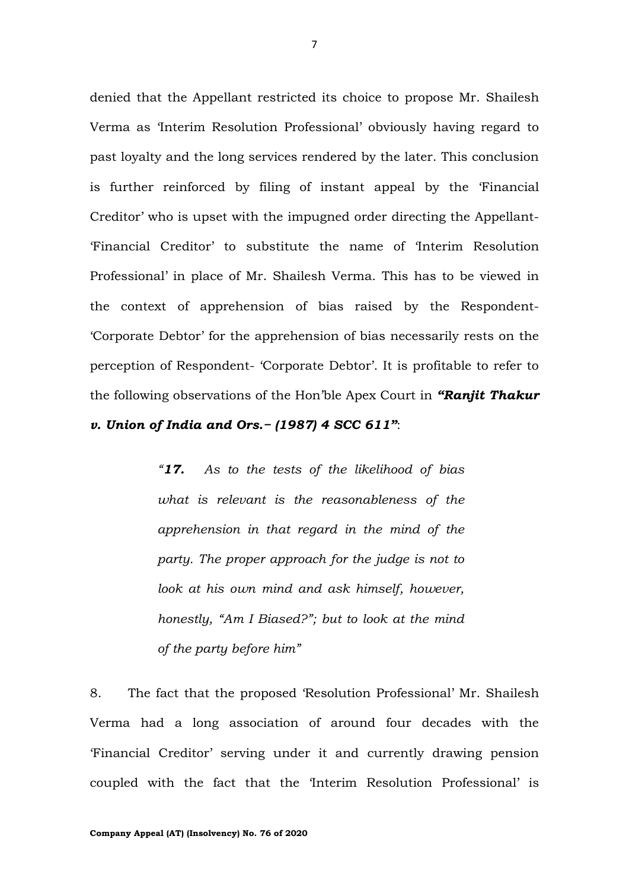denied that the Appellant restricted its choice to propose Mr. Shailesh Verma as 'Interim Resolution Professional' obviously having regard to past loyalty and the long services rendered by the later. This conclusion is further reinforced by filing of instant appeal by the 'Financial Creditor' who is upset with the impugned order directing the Appellant- 'Financial Creditor' to substitute the name of 'Interim Resolution Professional' in place of Mr. Shailesh Verma. This has to be viewed in the context of apprehension of bias raised by the Respondent- 'Corporate Debtor' for the apprehension of bias necessarily rests on the perception of Respondent- 'Corporate Debtor'. It is profitable to refer to the following observations of the Hon'ble Apex Court in ***"Ranjit Thakur v. Union of India and Ors.– (1987) 4 SCC 611"***:

> *"**17.** As to the tests of the likelihood of bias what is relevant is the reasonableness of the apprehension in that regard in the mind of the party. The proper approach for the judge is not to look at his own mind and ask himself, however, honestly, "Am I Biased?"; but to look at the mind of the party before him"*

8. The fact that the proposed 'Resolution Professional' Mr. Shailesh Verma had a long association of around four decades with the 'Financial Creditor' serving under it and currently drawing pension coupled with the fact that the 'Interim Resolution Professional' is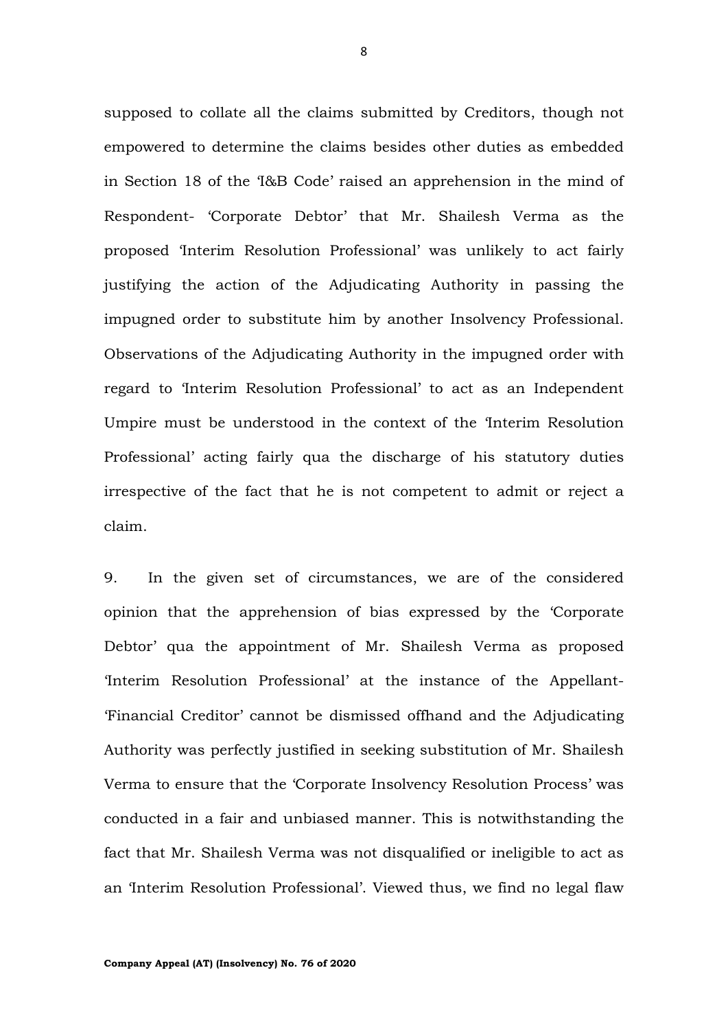supposed to collate all the claims submitted by Creditors, though not empowered to determine the claims besides other duties as embedded in Section 18 of the 'I&B Code' raised an apprehension in the mind of Respondent- 'Corporate Debtor' that Mr. Shailesh Verma as the proposed 'Interim Resolution Professional' was unlikely to act fairly justifying the action of the Adjudicating Authority in passing the impugned order to substitute him by another Insolvency Professional. Observations of the Adjudicating Authority in the impugned order with regard to 'Interim Resolution Professional' to act as an Independent Umpire must be understood in the context of the 'Interim Resolution Professional' acting fairly qua the discharge of his statutory duties irrespective of the fact that he is not competent to admit or reject a claim.

9. In the given set of circumstances, we are of the considered opinion that the apprehension of bias expressed by the 'Corporate Debtor' qua the appointment of Mr. Shailesh Verma as proposed 'Interim Resolution Professional' at the instance of the Appellant- 'Financial Creditor' cannot be dismissed offhand and the Adjudicating Authority was perfectly justified in seeking substitution of Mr. Shailesh Verma to ensure that the 'Corporate Insolvency Resolution Process' was conducted in a fair and unbiased manner. This is notwithstanding the fact that Mr. Shailesh Verma was not disqualified or ineligible to act as an 'Interim Resolution Professional'. Viewed thus, we find no legal flaw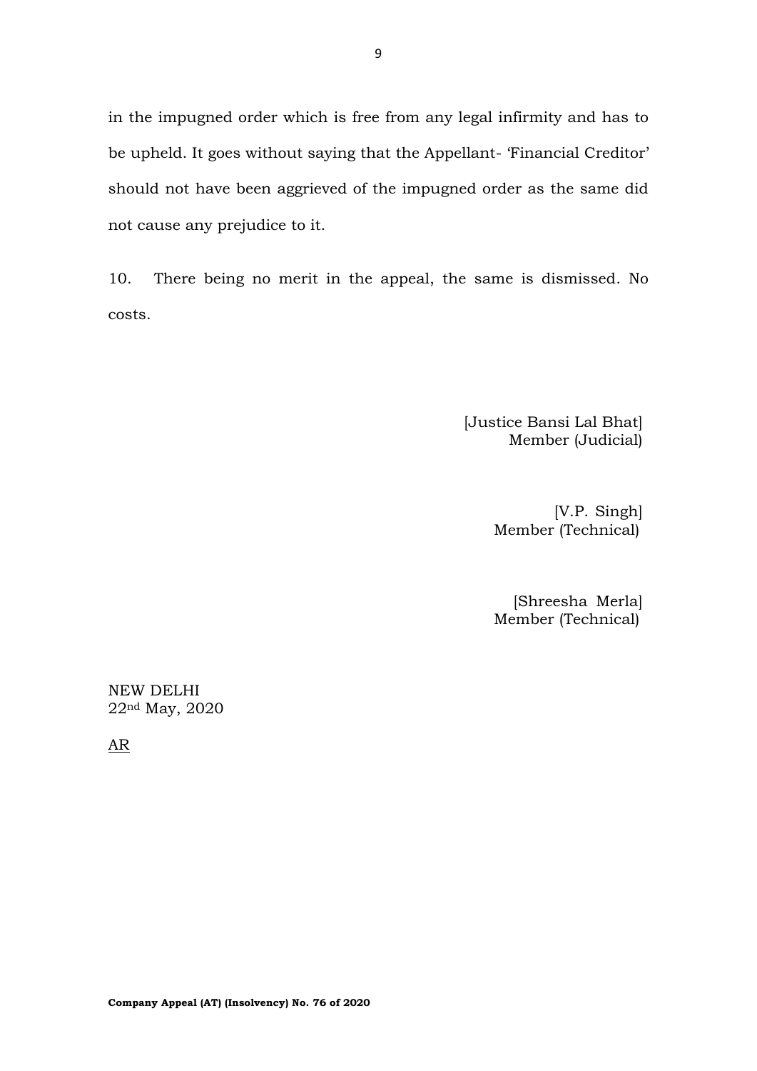in the impugned order which is free from any legal infirmity and has to be upheld. It goes without saying that the Appellant- 'Financial Creditor' should not have been aggrieved of the impugned order as the same did not cause any prejudice to it.

10. There being no merit in the appeal, the same is dismissed. No costs.

[Justice Bansi Lal Bhat]
Member (Judicial)

[V.P. Singh]
Member (Technical)

[Shreesha Merla]
Member (Technical)

NEW DELHI
22nd May, 2020

AR